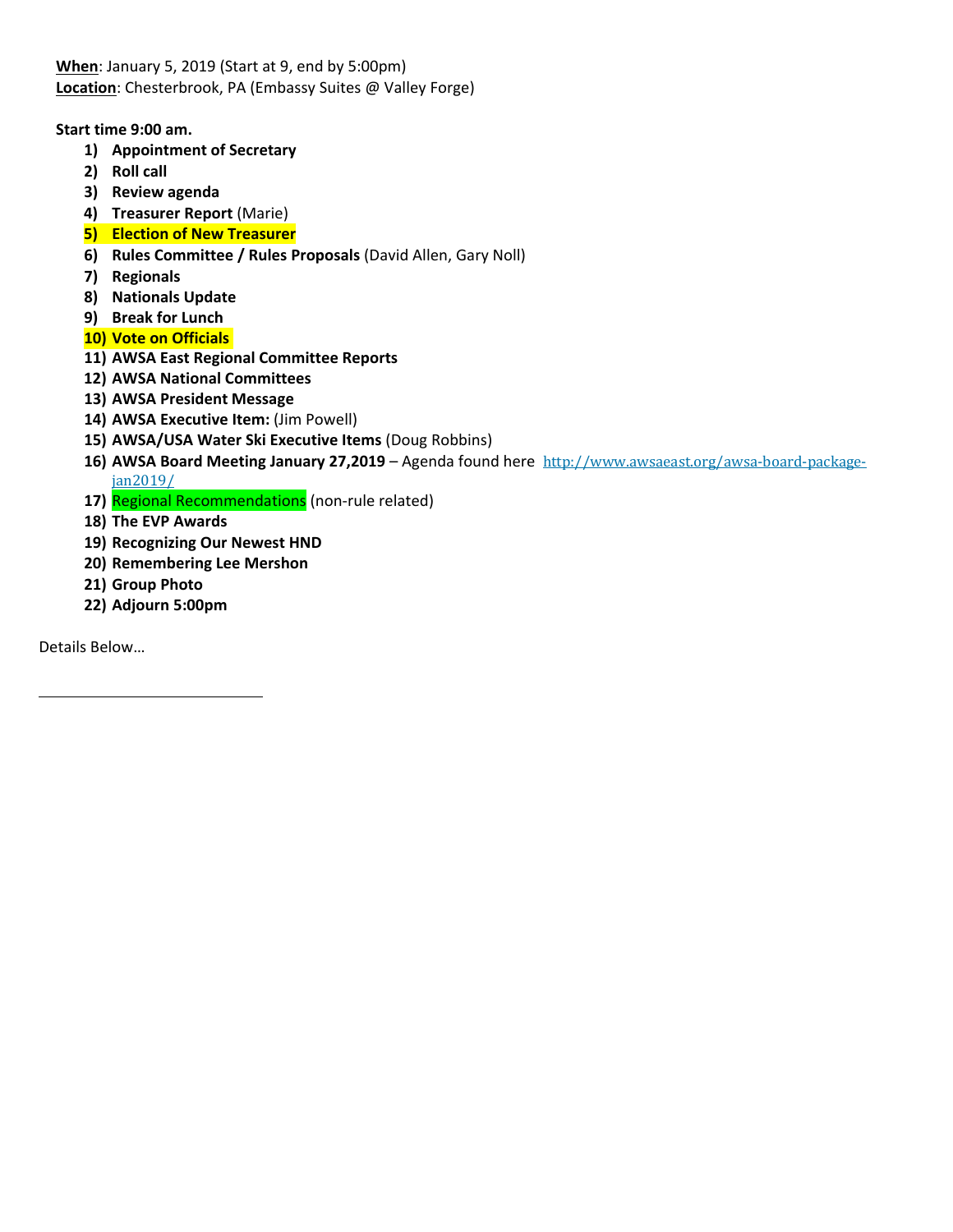**When**: January 5, 2019 (Start at 9, end by 5:00pm)
**Location**: Chesterbrook, PA (Embassy Suites @ Valley Forge)

**Start time 9:00 am.**

1) **Appointment of Secretary**
2) **Roll call**
3) **Review agenda**
4) **Treasurer Report** (Marie)
5) **Election of New Treasurer**
6) **Rules Committee / Rules Proposals** (David Allen, Gary Noll)
7) **Regionals**
8) **Nationals Update**
9) **Break for Lunch**
10) **Vote on Officials**
11) **AWSA East Regional Committee Reports**
12) **AWSA National Committees**
13) **AWSA President Message**
14) **AWSA Executive Item:** (Jim Powell)
15) **AWSA/USA Water Ski Executive Items** (Doug Robbins)
16) **AWSA Board Meeting January 27,2019** – Agenda found here http://www.awsaeast.org/awsa-board-package-jan2019/
17) Regional Recommendations (non-rule related)
18) **The EVP Awards**
19) **Recognizing Our Newest HND**
20) **Remembering Lee Mershon**
21) **Group Photo**
22) **Adjourn 5:00pm**

Details Below…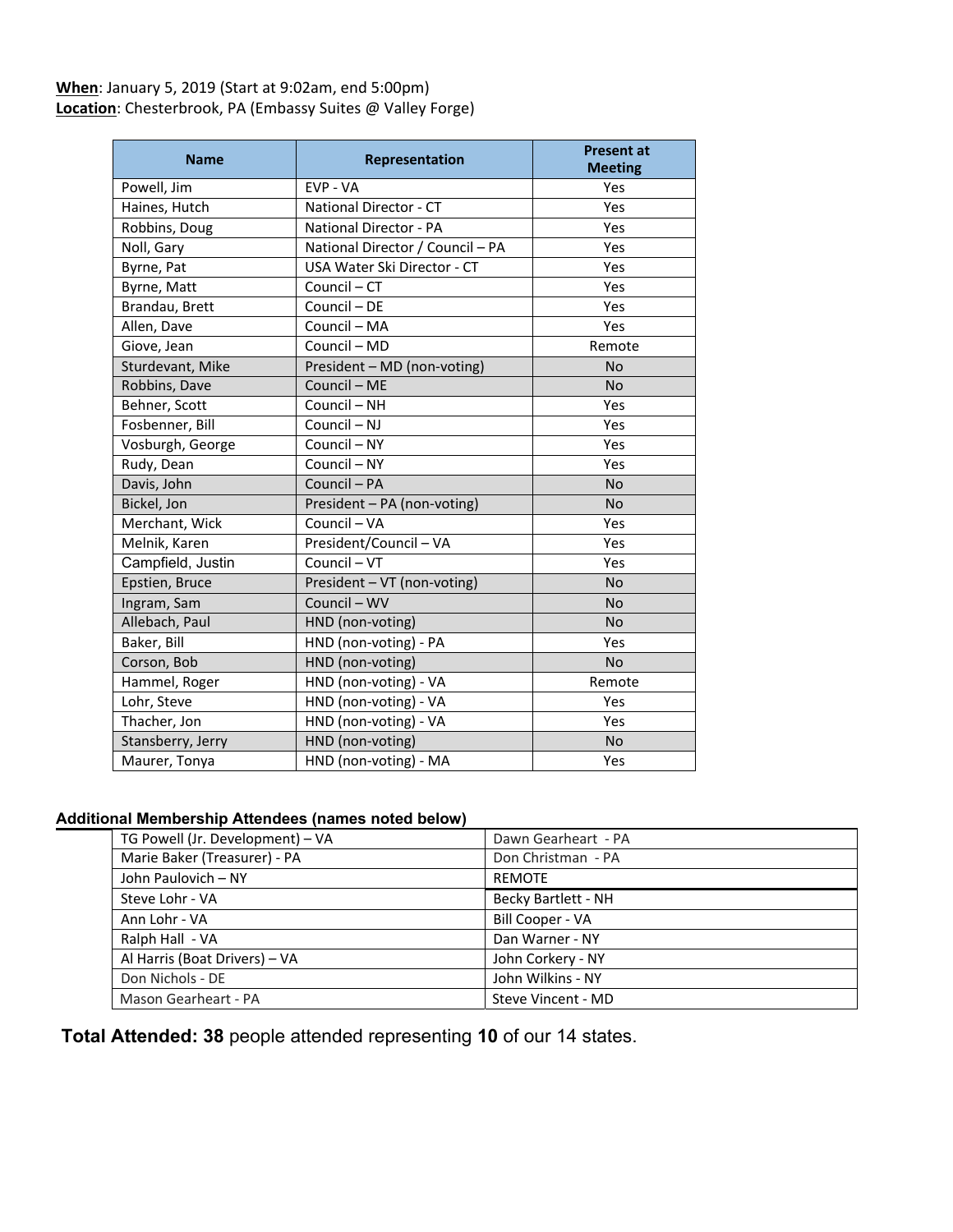**When**: January 5, 2019 (Start at 9:02am, end 5:00pm)
**Location**: Chesterbrook, PA (Embassy Suites @ Valley Forge)

| Name | Representation | Present at Meeting |
|---|---|---|
| Powell, Jim | EVP - VA | Yes |
| Haines, Hutch | National Director - CT | Yes |
| Robbins, Doug | National Director - PA | Yes |
| Noll, Gary | National Director / Council – PA | Yes |
| Byrne, Pat | USA Water Ski Director - CT | Yes |
| Byrne, Matt | Council – CT | Yes |
| Brandau, Brett | Council – DE | Yes |
| Allen, Dave | Council – MA | Yes |
| Giove, Jean | Council – MD | Remote |
| Sturdevant, Mike | President – MD (non-voting) | No |
| Robbins, Dave | Council – ME | No |
| Behner, Scott | Council – NH | Yes |
| Fosbenner, Bill | Council – NJ | Yes |
| Vosburgh, George | Council – NY | Yes |
| Rudy, Dean | Council – NY | Yes |
| Davis, John | Council – PA | No |
| Bickel, Jon | President – PA (non-voting) | No |
| Merchant, Wick | Council – VA | Yes |
| Melnik, Karen | President/Council – VA | Yes |
| Campfield, Justin | Council – VT | Yes |
| Epstien, Bruce | President – VT (non-voting) | No |
| Ingram, Sam | Council – WV | No |
| Allebach, Paul | HND (non-voting) | No |
| Baker, Bill | HND (non-voting) - PA | Yes |
| Corson, Bob | HND (non-voting) | No |
| Hammel, Roger | HND (non-voting) - VA | Remote |
| Lohr, Steve | HND (non-voting) - VA | Yes |
| Thacher, Jon | HND (non-voting) - VA | Yes |
| Stansberry, Jerry | HND (non-voting) | No |
| Maurer, Tonya | HND (non-voting) - MA | Yes |

**Additional Membership Attendees (names noted below)**

| | |
|---|---|
| TG Powell (Jr. Development) – VA | Dawn Gearheart - PA |
| Marie Baker (Treasurer) - PA | Don Christman - PA |
| John Paulovich – NY | REMOTE |
| Steve Lohr - VA | Becky Bartlett - NH |
| Ann Lohr - VA | Bill Cooper - VA |
| Ralph Hall - VA | Dan Warner - NY |
| Al Harris (Boat Drivers) – VA | John Corkery - NY |
| Don Nichols - DE | John Wilkins - NY |
| Mason Gearheart - PA | Steve Vincent - MD |

**Total Attended: 38** people attended representing **10** of our 14 states.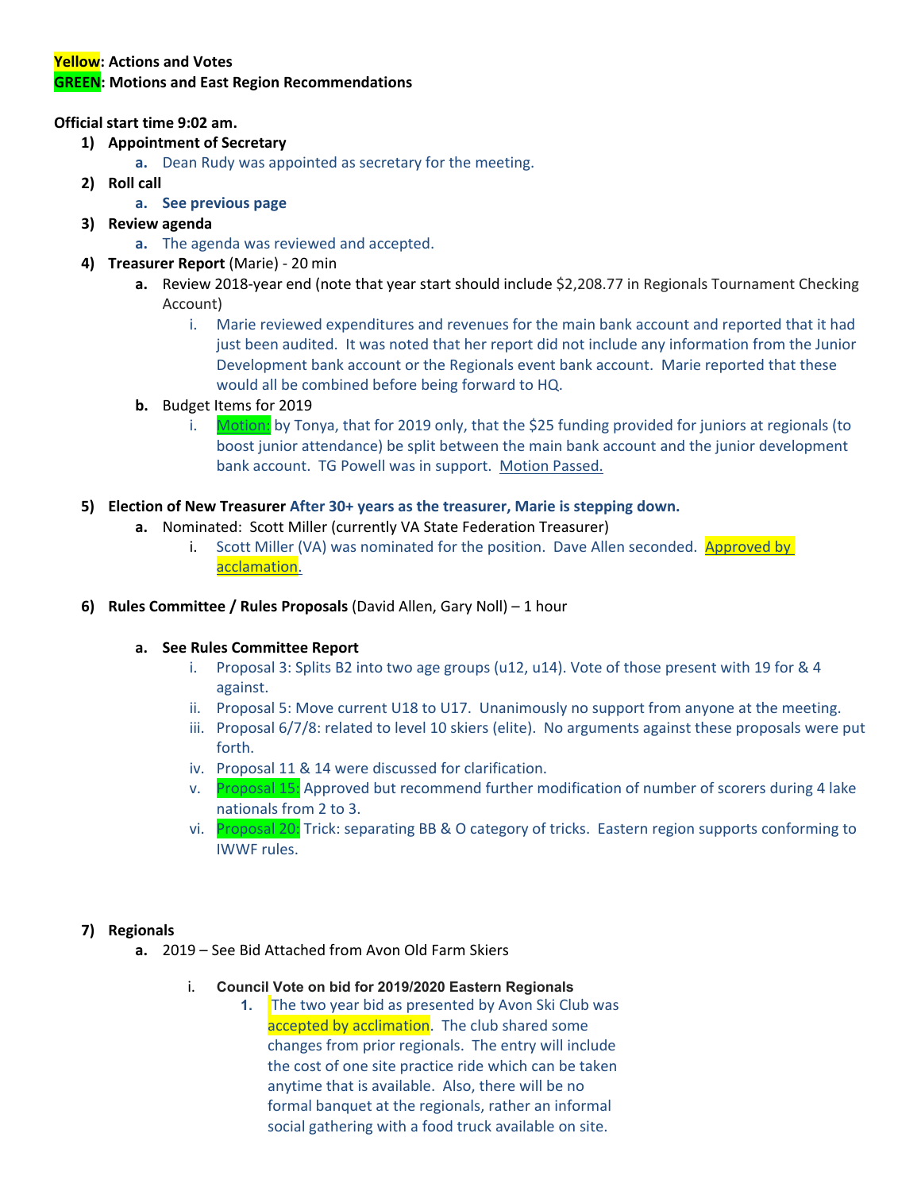**Yellow: Actions and Votes**
**GREEN: Motions and East Region Recommendations**

**Official start time 9:02 am.**

1) **Appointment of Secretary**
   a. Dean Rudy was appointed as secretary for the meeting.
2) **Roll call**
   a. **See previous page**
3) **Review agenda**
   a. The agenda was reviewed and accepted.
4) **Treasurer Report** (Marie) - 20 min
   a. Review 2018-year end (note that year start should include $2,208.77 in Regionals Tournament Checking Account)
      i. Marie reviewed expenditures and revenues for the main bank account and reported that it had just been audited. It was noted that her report did not include any information from the Junior Development bank account or the Regionals event bank account. Marie reported that these would all be combined before being forward to HQ.
   b. Budget Items for 2019
      i. Motion: by Tonya, that for 2019 only, that the $25 funding provided for juniors at regionals (to boost junior attendance) be split between the main bank account and the junior development bank account. TG Powell was in support. Motion Passed.

5) **Election of New Treasurer** **After 30+ years as the treasurer, Marie is stepping down.**
   a. Nominated: Scott Miller (currently VA State Federation Treasurer)
      i. Scott Miller (VA) was nominated for the position. Dave Allen seconded. Approved by acclamation.

6) **Rules Committee / Rules Proposals** (David Allen, Gary Noll) – 1 hour

   a. **See Rules Committee Report**
      i. Proposal 3: Splits B2 into two age groups (u12, u14). Vote of those present with 19 for & 4 against.
      ii. Proposal 5: Move current U18 to U17. Unanimously no support from anyone at the meeting.
      iii. Proposal 6/7/8: related to level 10 skiers (elite). No arguments against these proposals were put forth.
      iv. Proposal 11 & 14 were discussed for clarification.
      v. Proposal 15: Approved but recommend further modification of number of scorers during 4 lake nationals from 2 to 3.
      vi. Proposal 20: Trick: separating BB & O category of tricks. Eastern region supports conforming to IWWF rules.

7) **Regionals**
   a. 2019 – See Bid Attached from Avon Old Farm Skiers

      i. **Council Vote on bid for 2019/2020 Eastern Regionals**
         1. The two year bid as presented by Avon Ski Club was accepted by acclimation. The club shared some changes from prior regionals. The entry will include the cost of one site practice ride which can be taken anytime that is available. Also, there will be no formal banquet at the regionals, rather an informal social gathering with a food truck available on site.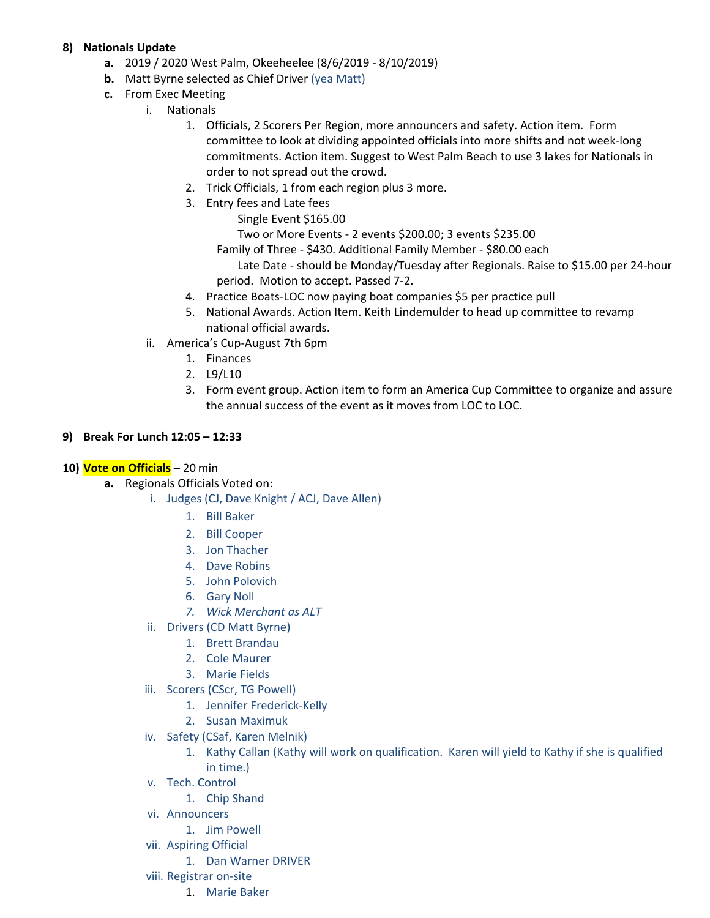8) **Nationals Update**

  a. 2019 / 2020 West Palm, Okeeheelee (8/6/2019 - 8/10/2019)

  b. Matt Byrne selected as Chief Driver (yea Matt)

  c. From Exec Meeting

    i. Nationals

      1. Officials, 2 Scorers Per Region, more announcers and safety. Action item. Form committee to look at dividing appointed officials into more shifts and not week-long commitments. Action item. Suggest to West Palm Beach to use 3 lakes for Nationals in order to not spread out the crowd.

      2. Trick Officials, 1 from each region plus 3 more.

      3. Entry fees and Late fees

        Single Event $165.00

        Two or More Events - 2 events $200.00; 3 events $235.00

        Family of Three - $430. Additional Family Member - $80.00 each

        Late Date - should be Monday/Tuesday after Regionals. Raise to $15.00 per 24-hour period. Motion to accept. Passed 7-2.

      4. Practice Boats-LOC now paying boat companies $5 per practice pull

      5. National Awards. Action Item. Keith Lindemulder to head up committee to revamp national official awards.

    ii. America's Cup-August 7th 6pm

      1. Finances

      2. L9/L10

      3. Form event group. Action item to form an America Cup Committee to organize and assure the annual success of the event as it moves from LOC to LOC.

9) **Break For Lunch 12:05 – 12:33**

10) **Vote on Officials** – 20 min

  a. Regionals Officials Voted on:

    i. Judges (CJ, Dave Knight / ACJ, Dave Allen)

      1. Bill Baker
      2. Bill Cooper
      3. Jon Thacher
      4. Dave Robins
      5. John Polovich
      6. Gary Noll
      7. *Wick Merchant as ALT*

    ii. Drivers (CD Matt Byrne)

      1. Brett Brandau
      2. Cole Maurer
      3. Marie Fields

    iii. Scorers (CScr, TG Powell)

      1. Jennifer Frederick-Kelly
      2. Susan Maximuk

    iv. Safety (CSaf, Karen Melnik)

      1. Kathy Callan (Kathy will work on qualification. Karen will yield to Kathy if she is qualified in time.)

    v. Tech. Control

      1. Chip Shand

    vi. Announcers

      1. Jim Powell

    vii. Aspiring Official

      1. Dan Warner DRIVER

    viii. Registrar on-site

      1. Marie Baker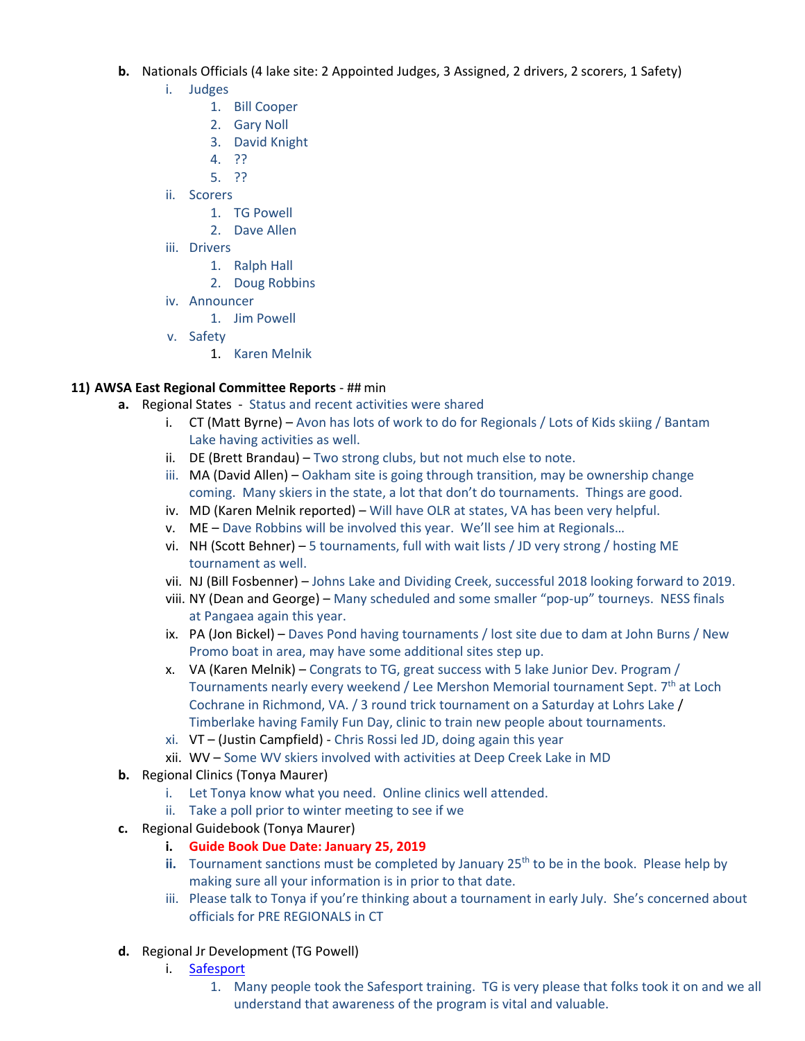- **b.** Nationals Officials (4 lake site: 2 Appointed Judges, 3 Assigned, 2 drivers, 2 scorers, 1 Safety)
    - i. Judges
        1. Bill Cooper
        2. Gary Noll
        3. David Knight
        4. ??
        5. ??
    - ii. Scorers
        1. TG Powell
        2. Dave Allen
    - iii. Drivers
        1. Ralph Hall
        2. Doug Robbins
    - iv. Announcer
        1. Jim Powell
    - v. Safety
        1. Karen Melnik

**11) AWSA East Regional Committee Reports** - ## min

- **a.** Regional States - Status and recent activities were shared
    - i. CT (Matt Byrne) – Avon has lots of work to do for Regionals / Lots of Kids skiing / Bantam Lake having activities as well.
    - ii. DE (Brett Brandau) – Two strong clubs, but not much else to note.
    - iii. MA (David Allen) – Oakham site is going through transition, may be ownership change coming. Many skiers in the state, a lot that don't do tournaments. Things are good.
    - iv. MD (Karen Melnik reported) – Will have OLR at states, VA has been very helpful.
    - v. ME – Dave Robbins will be involved this year. We'll see him at Regionals…
    - vi. NH (Scott Behner) – 5 tournaments, full with wait lists / JD very strong / hosting ME tournament as well.
    - vii. NJ (Bill Fosbenner) – Johns Lake and Dividing Creek, successful 2018 looking forward to 2019.
    - viii. NY (Dean and George) – Many scheduled and some smaller "pop-up" tourneys. NESS finals at Pangaea again this year.
    - ix. PA (Jon Bickel) – Daves Pond having tournaments / lost site due to dam at John Burns / New Promo boat in area, may have some additional sites step up.
    - x. VA (Karen Melnik) – Congrats to TG, great success with 5 lake Junior Dev. Program / Tournaments nearly every weekend / Lee Mershon Memorial tournament Sept. 7th at Loch Cochrane in Richmond, VA. / 3 round trick tournament on a Saturday at Lohrs Lake / Timberlake having Family Fun Day, clinic to train new people about tournaments.
    - xi. VT – (Justin Campfield) - Chris Rossi led JD, doing again this year
    - xii. WV – Some WV skiers involved with activities at Deep Creek Lake in MD
- **b.** Regional Clinics (Tonya Maurer)
    - i. Let Tonya know what you need. Online clinics well attended.
    - ii. Take a poll prior to winter meeting to see if we
- **c.** Regional Guidebook (Tonya Maurer)
    - **i. Guide Book Due Date: January 25, 2019**
    - **ii.** Tournament sanctions must be completed by January 25th to be in the book. Please help by making sure all your information is in prior to that date.
    - iii. Please talk to Tonya if you're thinking about a tournament in early July. She's concerned about officials for PRE REGIONALS in CT
- **d.** Regional Jr Development (TG Powell)
    - i. Safesport
        1. Many people took the Safesport training. TG is very please that folks took it on and we all understand that awareness of the program is vital and valuable.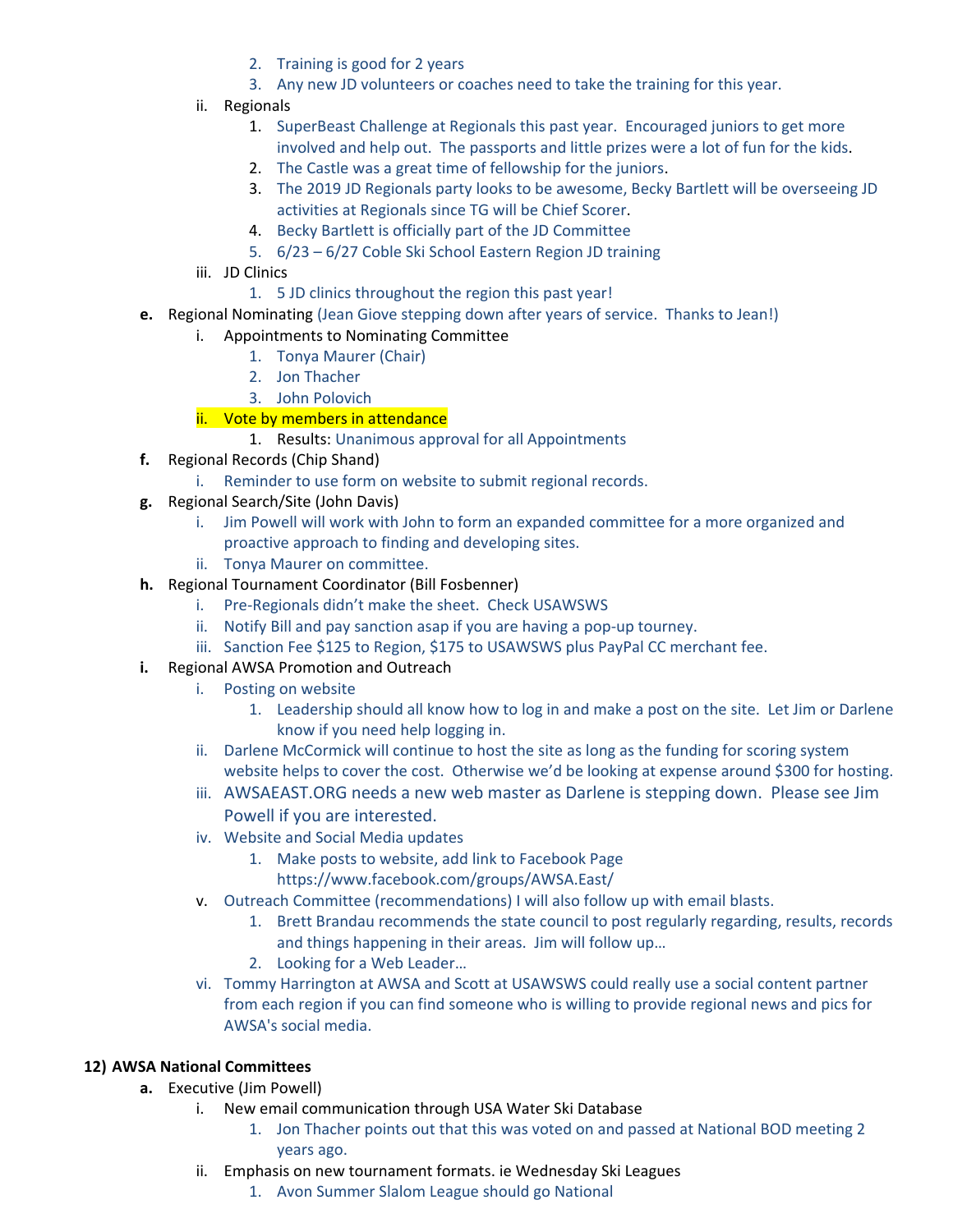2. Training is good for 2 years
3. Any new JD volunteers or coaches need to take the training for this year.

ii. Regionals

1. SuperBeast Challenge at Regionals this past year. Encouraged juniors to get more involved and help out. The passports and little prizes were a lot of fun for the kids.
2. The Castle was a great time of fellowship for the juniors.
3. The 2019 JD Regionals party looks to be awesome, Becky Bartlett will be overseeing JD activities at Regionals since TG will be Chief Scorer.
4. Becky Bartlett is officially part of the JD Committee
5. 6/23 – 6/27 Coble Ski School Eastern Region JD training

iii. JD Clinics

1. 5 JD clinics throughout the region this past year!

**e.** Regional Nominating (Jean Giove stepping down after years of service. Thanks to Jean!)

i. Appointments to Nominating Committee

1. Tonya Maurer (Chair)
2. Jon Thacher
3. John Polovich

ii. Vote by members in attendance

1. Results: Unanimous approval for all Appointments

**f.** Regional Records (Chip Shand)

i. Reminder to use form on website to submit regional records.

**g.** Regional Search/Site (John Davis)

i. Jim Powell will work with John to form an expanded committee for a more organized and proactive approach to finding and developing sites.

ii. Tonya Maurer on committee.

**h.** Regional Tournament Coordinator (Bill Fosbenner)

i. Pre-Regionals didn't make the sheet. Check USAWSWS

ii. Notify Bill and pay sanction asap if you are having a pop-up tourney.

iii. Sanction Fee $125 to Region, $175 to USAWSWS plus PayPal CC merchant fee.

**i.** Regional AWSA Promotion and Outreach

i. Posting on website

1. Leadership should all know how to log in and make a post on the site. Let Jim or Darlene know if you need help logging in.

ii. Darlene McCormick will continue to host the site as long as the funding for scoring system website helps to cover the cost. Otherwise we'd be looking at expense around $300 for hosting.

iii. AWSAEAST.ORG needs a new web master as Darlene is stepping down. Please see Jim Powell if you are interested.

iv. Website and Social Media updates

1. Make posts to website, add link to Facebook Page https://www.facebook.com/groups/AWSA.East/

v. Outreach Committee (recommendations) I will also follow up with email blasts.

1. Brett Brandau recommends the state council to post regularly regarding, results, records and things happening in their areas. Jim will follow up…
2. Looking for a Web Leader…

vi. Tommy Harrington at AWSA and Scott at USAWSWS could really use a social content partner from each region if you can find someone who is willing to provide regional news and pics for AWSA's social media.

**12) AWSA National Committees**

**a.** Executive (Jim Powell)

i. New email communication through USA Water Ski Database

1. Jon Thacher points out that this was voted on and passed at National BOD meeting 2 years ago.

ii. Emphasis on new tournament formats. ie Wednesday Ski Leagues

1. Avon Summer Slalom League should go National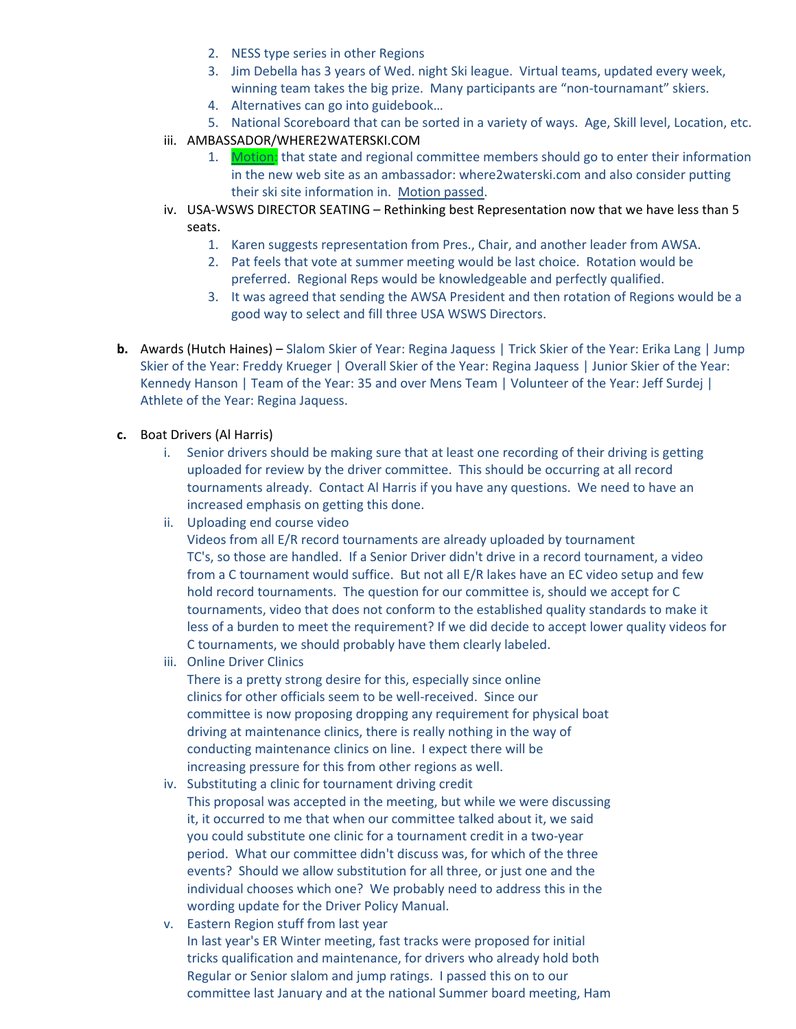2. NESS type series in other Regions
3. Jim Debella has 3 years of Wed. night Ski league. Virtual teams, updated every week, winning team takes the big prize. Many participants are "non-tournamant" skiers.
4. Alternatives can go into guidebook…
5. National Scoreboard that can be sorted in a variety of ways. Age, Skill level, Location, etc.

iii. AMBASSADOR/WHERE2WATERSKI.COM

1. Motion: that state and regional committee members should go to enter their information in the new web site as an ambassador: where2waterski.com and also consider putting their ski site information in. Motion passed.

iv. USA-WSWS DIRECTOR SEATING – Rethinking best Representation now that we have less than 5 seats.

1. Karen suggests representation from Pres., Chair, and another leader from AWSA.
2. Pat feels that vote at summer meeting would be last choice. Rotation would be preferred. Regional Reps would be knowledgeable and perfectly qualified.
3. It was agreed that sending the AWSA President and then rotation of Regions would be a good way to select and fill three USA WSWS Directors.

**b.** Awards (Hutch Haines) – Slalom Skier of Year: Regina Jaquess | Trick Skier of the Year: Erika Lang | Jump Skier of the Year: Freddy Krueger | Overall Skier of the Year: Regina Jaquess | Junior Skier of the Year: Kennedy Hanson | Team of the Year: 35 and over Mens Team | Volunteer of the Year: Jeff Surdej | Athlete of the Year: Regina Jaquess.

**c.** Boat Drivers (Al Harris)

i. Senior drivers should be making sure that at least one recording of their driving is getting uploaded for review by the driver committee. This should be occurring at all record tournaments already. Contact Al Harris if you have any questions. We need to have an increased emphasis on getting this done.

ii. Uploading end course video
Videos from all E/R record tournaments are already uploaded by tournament TC's, so those are handled. If a Senior Driver didn't drive in a record tournament, a video from a C tournament would suffice. But not all E/R lakes have an EC video setup and few hold record tournaments. The question for our committee is, should we accept for C tournaments, video that does not conform to the established quality standards to make it less of a burden to meet the requirement? If we did decide to accept lower quality videos for C tournaments, we should probably have them clearly labeled.

iii. Online Driver Clinics
There is a pretty strong desire for this, especially since online clinics for other officials seem to be well-received. Since our committee is now proposing dropping any requirement for physical boat driving at maintenance clinics, there is really nothing in the way of conducting maintenance clinics on line. I expect there will be increasing pressure for this from other regions as well.

iv. Substituting a clinic for tournament driving credit
This proposal was accepted in the meeting, but while we were discussing it, it occurred to me that when our committee talked about it, we said you could substitute one clinic for a tournament credit in a two-year period. What our committee didn't discuss was, for which of the three events? Should we allow substitution for all three, or just one and the individual chooses which one? We probably need to address this in the wording update for the Driver Policy Manual.

v. Eastern Region stuff from last year
In last year's ER Winter meeting, fast tracks were proposed for initial tricks qualification and maintenance, for drivers who already hold both Regular or Senior slalom and jump ratings. I passed this on to our committee last January and at the national Summer board meeting, Ham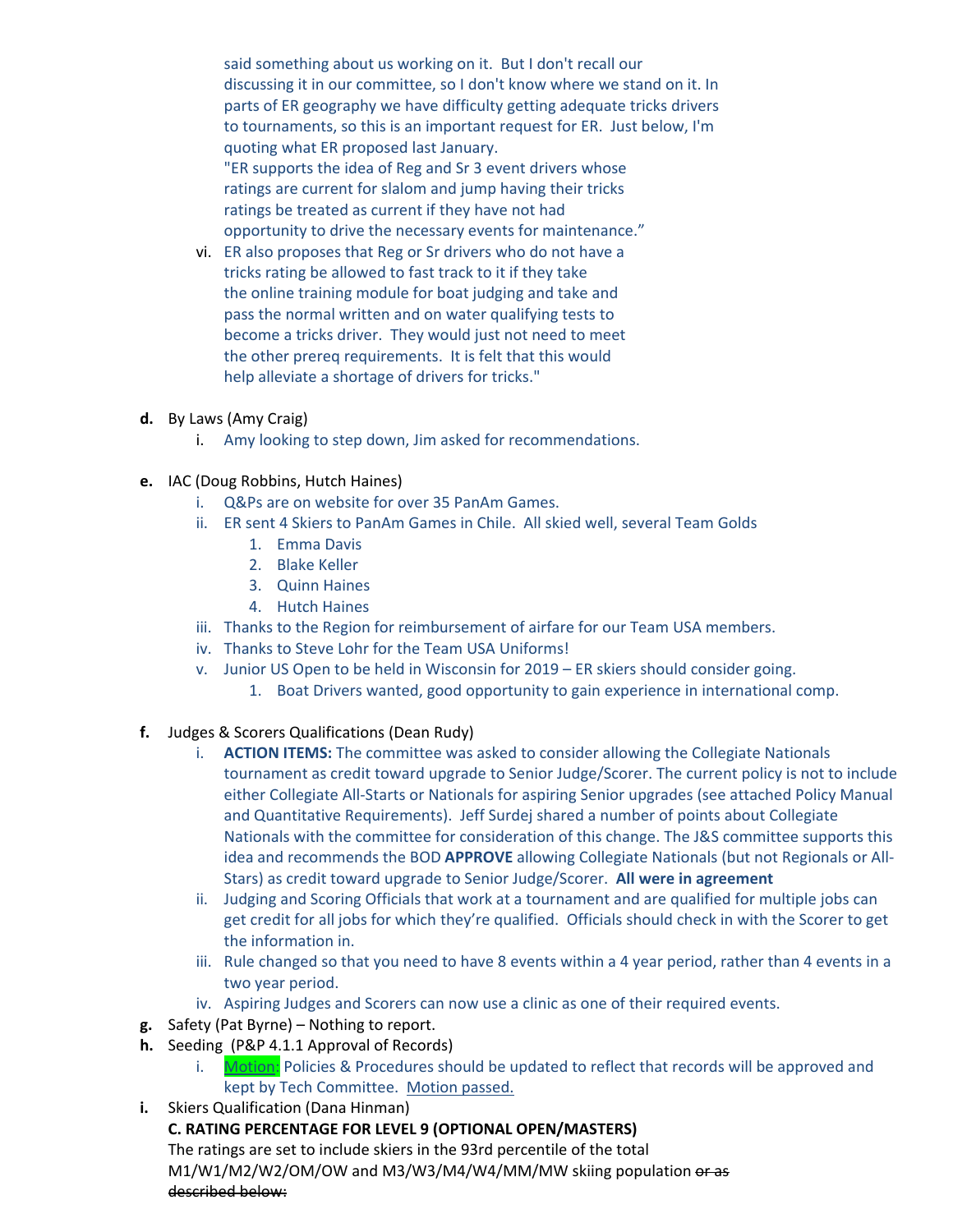said something about us working on it. But I don't recall our discussing it in our committee, so I don't know where we stand on it. In parts of ER geography we have difficulty getting adequate tricks drivers to tournaments, so this is an important request for ER. Just below, I'm quoting what ER proposed last January.
"ER supports the idea of Reg and Sr 3 event drivers whose ratings are current for slalom and jump having their tricks ratings be treated as current if they have not had opportunity to drive the necessary events for maintenance."

vi. ER also proposes that Reg or Sr drivers who do not have a tricks rating be allowed to fast track to it if they take the online training module for boat judging and take and pass the normal written and on water qualifying tests to become a tricks driver. They would just not need to meet the other prereq requirements. It is felt that this would help alleviate a shortage of drivers for tricks."

**d.** By Laws (Amy Craig)

i. Amy looking to step down, Jim asked for recommendations.

**e.** IAC (Doug Robbins, Hutch Haines)

i. Q&Ps are on website for over 35 PanAm Games.

ii. ER sent 4 Skiers to PanAm Games in Chile. All skied well, several Team Golds

1. Emma Davis
2. Blake Keller
3. Quinn Haines
4. Hutch Haines

iii. Thanks to the Region for reimbursement of airfare for our Team USA members.

iv. Thanks to Steve Lohr for the Team USA Uniforms!

v. Junior US Open to be held in Wisconsin for 2019 – ER skiers should consider going.

1. Boat Drivers wanted, good opportunity to gain experience in international comp.

**f.** Judges & Scorers Qualifications (Dean Rudy)

i. **ACTION ITEMS:** The committee was asked to consider allowing the Collegiate Nationals tournament as credit toward upgrade to Senior Judge/Scorer. The current policy is not to include either Collegiate All-Starts or Nationals for aspiring Senior upgrades (see attached Policy Manual and Quantitative Requirements). Jeff Surdej shared a number of points about Collegiate Nationals with the committee for consideration of this change. The J&S committee supports this idea and recommends the BOD **APPROVE** allowing Collegiate Nationals (but not Regionals or All-Stars) as credit toward upgrade to Senior Judge/Scorer. **All were in agreement**

ii. Judging and Scoring Officials that work at a tournament and are qualified for multiple jobs can get credit for all jobs for which they're qualified. Officials should check in with the Scorer to get the information in.

iii. Rule changed so that you need to have 8 events within a 4 year period, rather than 4 events in a two year period.

iv. Aspiring Judges and Scorers can now use a clinic as one of their required events.

**g.** Safety (Pat Byrne) – Nothing to report.

**h.** Seeding (P&P 4.1.1 Approval of Records)

i. Motion: Policies & Procedures should be updated to reflect that records will be approved and kept by Tech Committee. Motion passed.

**i.** Skiers Qualification (Dana Hinman)

**C. RATING PERCENTAGE FOR LEVEL 9 (OPTIONAL OPEN/MASTERS)**

The ratings are set to include skiers in the 93rd percentile of the total M1/W1/M2/W2/OM/OW and M3/W3/M4/W4/MM/MW skiing population ~~or as described below:~~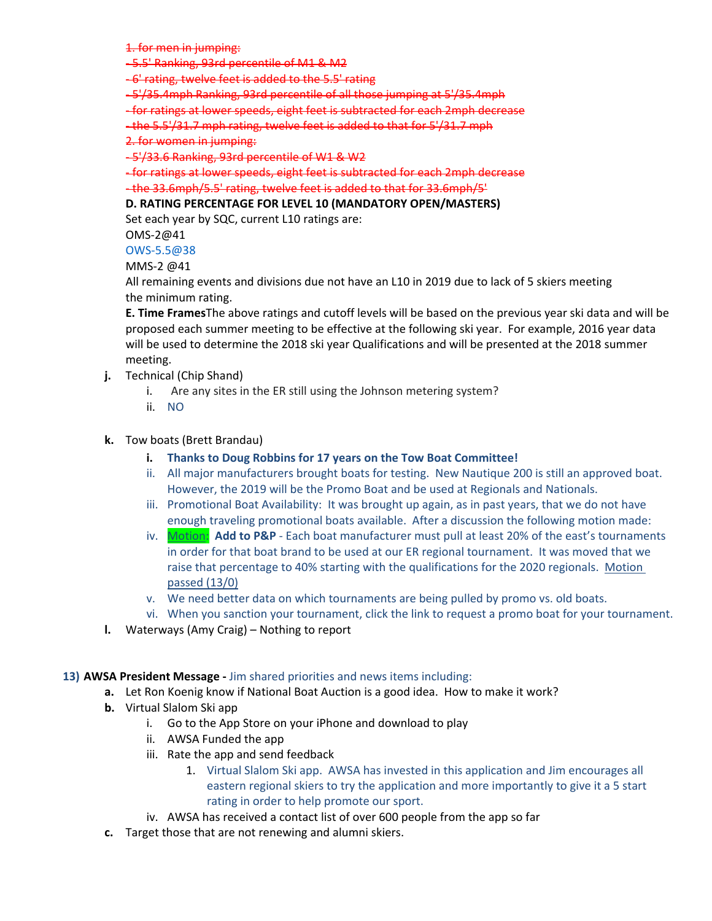~~1. for men in jumping:~~

~~- 5.5' Ranking, 93rd percentile of M1 & M2~~

~~- 6' rating, twelve feet is added to the 5.5' rating~~

~~- 5'/35.4mph Ranking, 93rd percentile of all those jumping at 5'/35.4mph~~

~~- for ratings at lower speeds, eight feet is subtracted for each 2mph decrease~~

~~- the 5.5'/31.7 mph rating, twelve feet is added to that for 5'/31.7 mph~~

~~2. for women in jumping:~~

~~- 5'/33.6 Ranking, 93rd percentile of W1 & W2~~

~~- for ratings at lower speeds, eight feet is subtracted for each 2mph decrease~~

~~- the 33.6mph/5.5' rating, twelve feet is added to that for 33.6mph/5'~~

**D. RATING PERCENTAGE FOR LEVEL 10 (MANDATORY OPEN/MASTERS)**

Set each year by SQC, current L10 ratings are:

OMS-2@41

OWS-5.5@38

MMS-2 @41

All remaining events and divisions due not have an L10 in 2019 due to lack of 5 skiers meeting the minimum rating.

**E. Time Frames**The above ratings and cutoff levels will be based on the previous year ski data and will be proposed each summer meeting to be effective at the following ski year. For example, 2016 year data will be used to determine the 2018 ski year Qualifications and will be presented at the 2018 summer meeting.

**j.** Technical (Chip Shand)

- i. Are any sites in the ER still using the Johnson metering system?
- ii. NO

**k.** Tow boats (Brett Brandau)

- i. **Thanks to Doug Robbins for 17 years on the Tow Boat Committee!**
- ii. All major manufacturers brought boats for testing. New Nautique 200 is still an approved boat. However, the 2019 will be the Promo Boat and be used at Regionals and Nationals.
- iii. Promotional Boat Availability: It was brought up again, as in past years, that we do not have enough traveling promotional boats available. After a discussion the following motion made:
- iv. Motion: **Add to P&P** - Each boat manufacturer must pull at least 20% of the east's tournaments in order for that boat brand to be used at our ER regional tournament. It was moved that we raise that percentage to 40% starting with the qualifications for the 2020 regionals. Motion passed (13/0)
- v. We need better data on which tournaments are being pulled by promo vs. old boats.
- vi. When you sanction your tournament, click the link to request a promo boat for your tournament.

**l.** Waterways (Amy Craig) – Nothing to report

**13) AWSA President Message -** Jim shared priorities and news items including:

**a.** Let Ron Koenig know if National Boat Auction is a good idea. How to make it work?

**b.** Virtual Slalom Ski app

- i. Go to the App Store on your iPhone and download to play
- ii. AWSA Funded the app
- iii. Rate the app and send feedback
  1. Virtual Slalom Ski app. AWSA has invested in this application and Jim encourages all eastern regional skiers to try the application and more importantly to give it a 5 start rating in order to help promote our sport.
- iv. AWSA has received a contact list of over 600 people from the app so far

**c.** Target those that are not renewing and alumni skiers.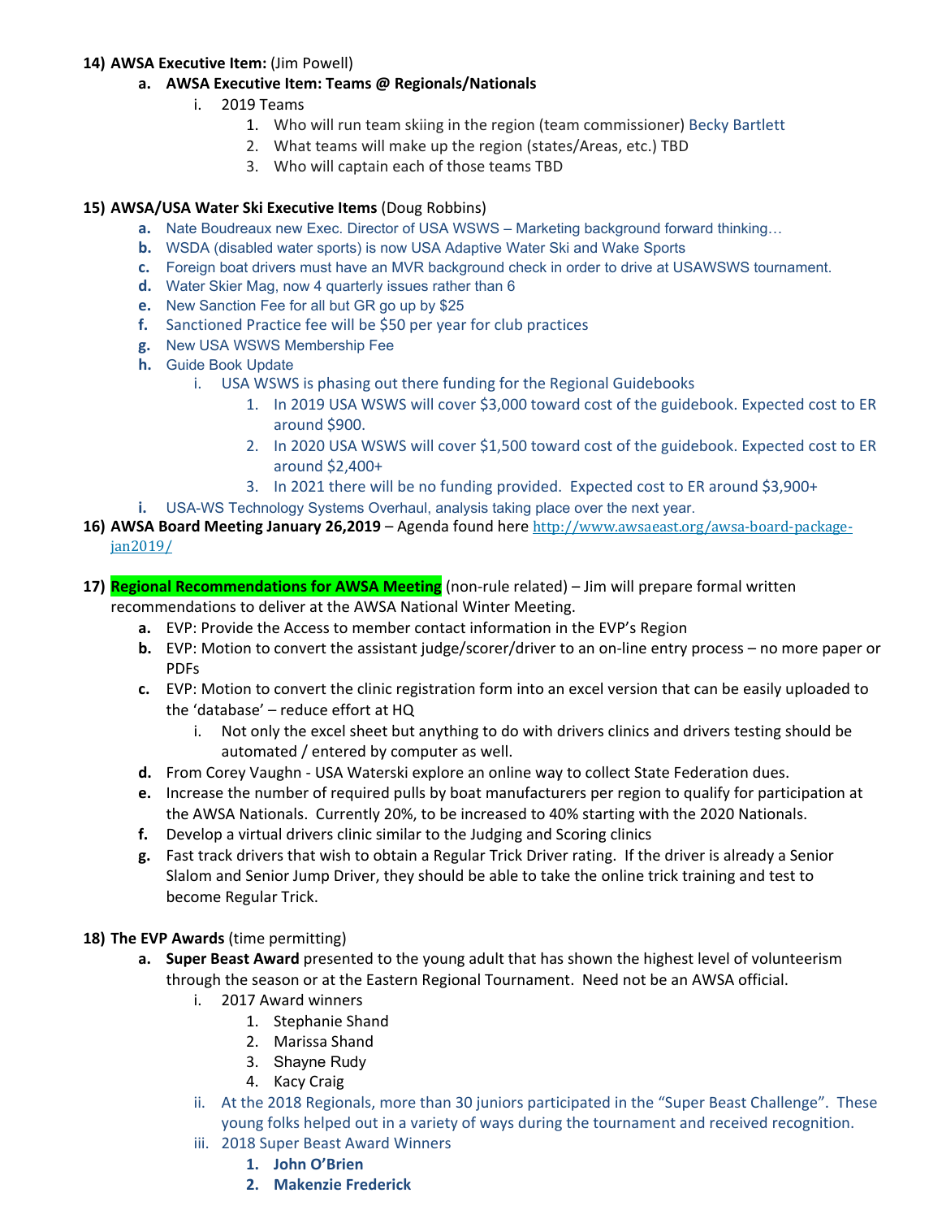14) **AWSA Executive Item:** (Jim Powell)
   a. **AWSA Executive Item: Teams @ Regionals/Nationals**
      i. 2019 Teams
         1. Who will run team skiing in the region (team commissioner) Becky Bartlett
         2. What teams will make up the region (states/Areas, etc.) TBD
         3. Who will captain each of those teams TBD

15) **AWSA/USA Water Ski Executive Items** (Doug Robbins)
   a. Nate Boudreaux new Exec. Director of USA WSWS – Marketing background forward thinking…
   b. WSDA (disabled water sports) is now USA Adaptive Water Ski and Wake Sports
   c. Foreign boat drivers must have an MVR background check in order to drive at USAWSWS tournament.
   d. Water Skier Mag, now 4 quarterly issues rather than 6
   e. New Sanction Fee for all but GR go up by $25
   f. Sanctioned Practice fee will be $50 per year for club practices
   g. New USA WSWS Membership Fee
   h. Guide Book Update
      i. USA WSWS is phasing out there funding for the Regional Guidebooks
         1. In 2019 USA WSWS will cover $3,000 toward cost of the guidebook. Expected cost to ER around $900.
         2. In 2020 USA WSWS will cover $1,500 toward cost of the guidebook. Expected cost to ER around $2,400+
         3. In 2021 there will be no funding provided. Expected cost to ER around $3,900+
   i. USA-WS Technology Systems Overhaul, analysis taking place over the next year.

16) **AWSA Board Meeting January 26,2019** – Agenda found here http://www.awsaeast.org/awsa-board-package-jan2019/

17) **Regional Recommendations for AWSA Meeting** (non-rule related) – Jim will prepare formal written recommendations to deliver at the AWSA National Winter Meeting.
   a. EVP: Provide the Access to member contact information in the EVP's Region
   b. EVP: Motion to convert the assistant judge/scorer/driver to an on-line entry process – no more paper or PDFs
   c. EVP: Motion to convert the clinic registration form into an excel version that can be easily uploaded to the 'database' – reduce effort at HQ
      i. Not only the excel sheet but anything to do with drivers clinics and drivers testing should be automated / entered by computer as well.
   d. From Corey Vaughn - USA Waterski explore an online way to collect State Federation dues.
   e. Increase the number of required pulls by boat manufacturers per region to qualify for participation at the AWSA Nationals. Currently 20%, to be increased to 40% starting with the 2020 Nationals.
   f. Develop a virtual drivers clinic similar to the Judging and Scoring clinics
   g. Fast track drivers that wish to obtain a Regular Trick Driver rating. If the driver is already a Senior Slalom and Senior Jump Driver, they should be able to take the online trick training and test to become Regular Trick.

18) **The EVP Awards** (time permitting)
   a. **Super Beast Award** presented to the young adult that has shown the highest level of volunteerism through the season or at the Eastern Regional Tournament. Need not be an AWSA official.
      i. 2017 Award winners
         1. Stephanie Shand
         2. Marissa Shand
         3. Shayne Rudy
         4. Kacy Craig
      ii. At the 2018 Regionals, more than 30 juniors participated in the "Super Beast Challenge". These young folks helped out in a variety of ways during the tournament and received recognition.
      iii. 2018 Super Beast Award Winners
         1. **John O'Brien**
         2. **Makenzie Frederick**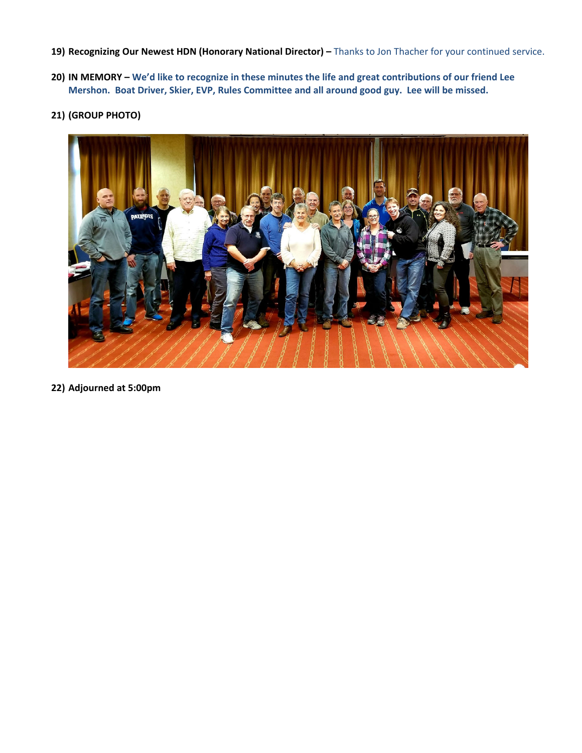19) **Recognizing Our Newest HDN (Honorary National Director) –** Thanks to Jon Thacher for your continued service.

20) **IN MEMORY – We'd like to recognize in these minutes the life and great contributions of our friend Lee Mershon. Boat Driver, Skier, EVP, Rules Committee and all around good guy. Lee will be missed.**

21) **(GROUP PHOTO)**

22) **Adjourned at 5:00pm**